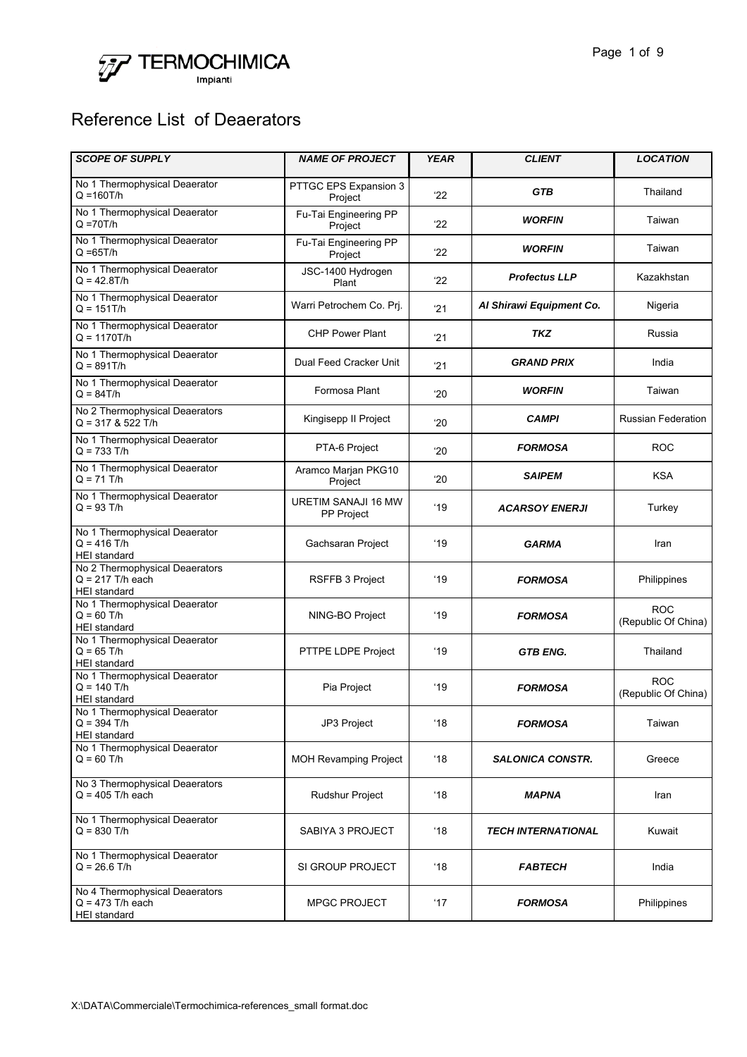# Reference List of Deaerators

| *SCOPE OF SUPPLY* | *NAME OF PROJECT* | *YEAR* | *CLIENT* | *LOCATION* |
|---|---|---|---|---|
| No 1 Thermophysical Deaerator Q =160T/h | PTTGC EPS Expansion 3 Project | '22 | ***GTB*** | Thailand |
| No 1 Thermophysical Deaerator Q =70T/h | Fu-Tai Engineering PP Project | '22 | ***WORFIN*** | Taiwan |
| No 1 Thermophysical Deaerator Q =65T/h | Fu-Tai Engineering PP Project | '22 | ***WORFIN*** | Taiwan |
| No 1 Thermophysical Deaerator Q = 42.8T/h | JSC-1400 Hydrogen Plant | '22 | ***Profectus LLP*** | Kazakhstan |
| No 1 Thermophysical Deaerator Q = 151T/h | Warri Petrochem Co. Prj. | '21 | ***Al Shirawi Equipment Co.*** | Nigeria |
| No 1 Thermophysical Deaerator Q = 1170T/h | CHP Power Plant | '21 | ***TKZ*** | Russia |
| No 1 Thermophysical Deaerator Q = 891T/h | Dual Feed Cracker Unit | '21 | ***GRAND PRIX*** | India |
| No 1 Thermophysical Deaerator Q = 84T/h | Formosa Plant | '20 | ***WORFIN*** | Taiwan |
| No 2 Thermophysical Deaerators Q = 317 & 522 T/h | Kingisepp II Project | '20 | ***CAMPI*** | Russian Federation |
| No 1 Thermophysical Deaerator Q = 733 T/h | PTA-6 Project | '20 | ***FORMOSA*** | ROC |
| No 1 Thermophysical Deaerator Q = 71 T/h | Aramco Marjan PKG10 Project | '20 | ***SAIPEM*** | KSA |
| No 1 Thermophysical Deaerator Q = 93 T/h | URETIM SANAJI 16 MW PP Project | '19 | ***ACARSOY ENERJI*** | Turkey |
| No 1 Thermophysical Deaerator Q = 416 T/h HEI standard | Gachsaran Project | '19 | ***GARMA*** | Iran |
| No 2 Thermophysical Deaerators Q = 217 T/h each HEI standard | RSFFB 3 Project | '19 | ***FORMOSA*** | Philippines |
| No 1 Thermophysical Deaerator Q = 60 T/h HEI standard | NING-BO Project | '19 | ***FORMOSA*** | ROC (Republic Of China) |
| No 1 Thermophysical Deaerator Q = 65 T/h HEI standard | PTTPE LDPE Project | '19 | ***GTB ENG.*** | Thailand |
| No 1 Thermophysical Deaerator Q = 140 T/h HEI standard | Pia Project | '19 | ***FORMOSA*** | ROC (Republic Of China) |
| No 1 Thermophysical Deaerator Q = 394 T/h HEI standard | JP3 Project | '18 | ***FORMOSA*** | Taiwan |
| No 1 Thermophysical Deaerator Q = 60 T/h | MOH Revamping Project | '18 | ***SALONICA CONSTR.*** | Greece |
| No 3 Thermophysical Deaerators Q = 405 T/h each | Rudshur Project | '18 | ***MAPNA*** | Iran |
| No 1 Thermophysical Deaerator Q = 830 T/h | SABIYA 3 PROJECT | '18 | ***TECH INTERNATIONAL*** | Kuwait |
| No 1 Thermophysical Deaerator Q = 26.6 T/h | SI GROUP PROJECT | '18 | ***FABTECH*** | India |
| No 4 Thermophysical Deaerators Q = 473 T/h each HEI standard | MPGC PROJECT | '17 | ***FORMOSA*** | Philippines |

X:\DATA\Commerciale\Termochimica-references_small format.doc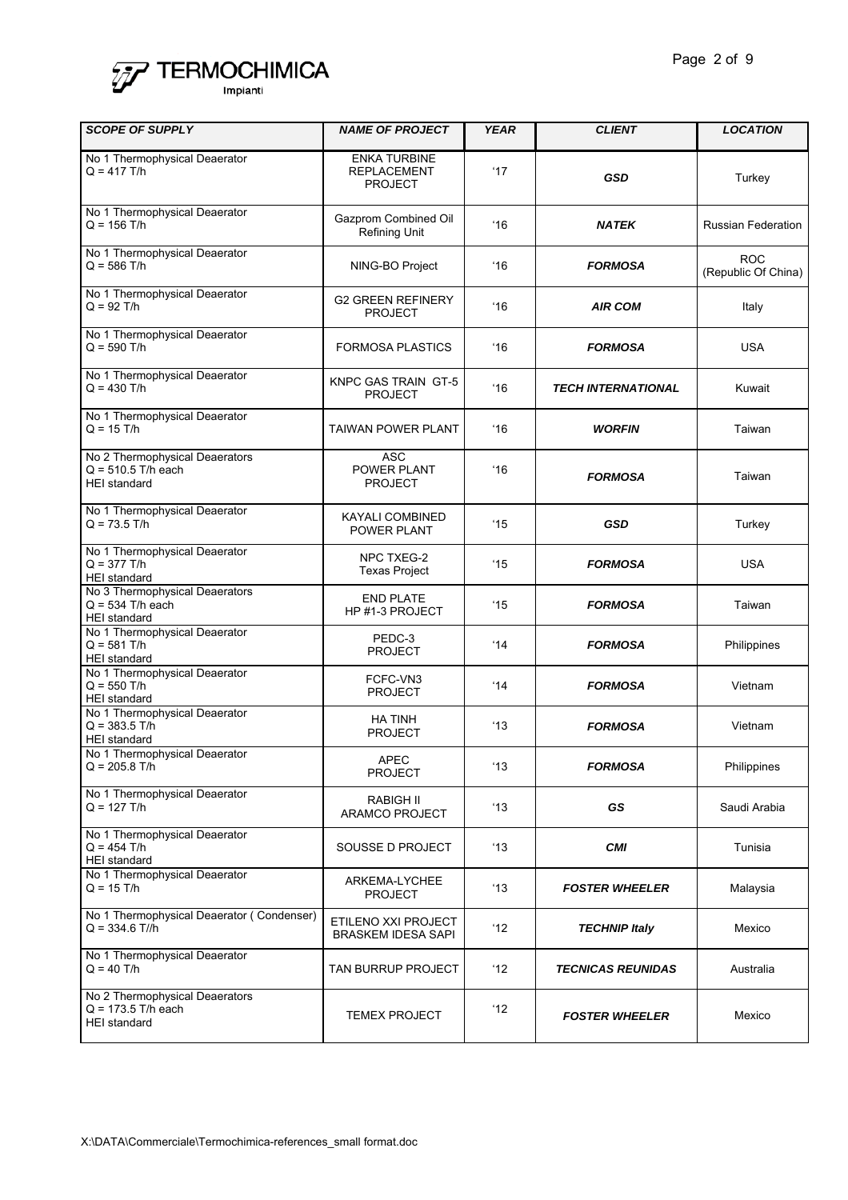| SCOPE OF SUPPLY | NAME OF PROJECT | YEAR | CLIENT | LOCATION |
|---|---|---|---|---|
| No 1 Thermophysical Deaerator<br>Q = 417 T/h | ENKA TURBINE REPLACEMENT PROJECT | '17 | ***GSD*** | Turkey |
| No 1 Thermophysical Deaerator<br>Q = 156 T/h | Gazprom Combined Oil Refining Unit | '16 | ***NATEK*** | Russian Federation |
| No 1 Thermophysical Deaerator<br>Q = 586 T/h | NING-BO Project | '16 | ***FORMOSA*** | ROC (Republic Of China) |
| No 1 Thermophysical Deaerator<br>Q = 92 T/h | G2 GREEN REFINERY PROJECT | '16 | ***AIR COM*** | Italy |
| No 1 Thermophysical Deaerator<br>Q = 590 T/h | FORMOSA PLASTICS | '16 | ***FORMOSA*** | USA |
| No 1 Thermophysical Deaerator<br>Q = 430 T/h | KNPC GAS TRAIN GT-5 PROJECT | '16 | ***TECH INTERNATIONAL*** | Kuwait |
| No 1 Thermophysical Deaerator<br>Q = 15 T/h | TAIWAN POWER PLANT | '16 | ***WORFIN*** | Taiwan |
| No 2 Thermophysical Deaerators<br>Q = 510.5 T/h each<br>HEI standard | ASC POWER PLANT PROJECT | '16 | ***FORMOSA*** | Taiwan |
| No 1 Thermophysical Deaerator<br>Q = 73.5 T/h | KAYALI COMBINED POWER PLANT | '15 | ***GSD*** | Turkey |
| No 1 Thermophysical Deaerator<br>Q = 377 T/h<br>HEI standard | NPC TXEG-2 Texas Project | '15 | ***FORMOSA*** | USA |
| No 3 Thermophysical Deaerators<br>Q = 534 T/h each<br>HEI standard | END PLATE HP #1-3 PROJECT | '15 | ***FORMOSA*** | Taiwan |
| No 1 Thermophysical Deaerator<br>Q = 581 T/h<br>HEI standard | PEDC-3 PROJECT | '14 | ***FORMOSA*** | Philippines |
| No 1 Thermophysical Deaerator<br>Q = 550 T/h<br>HEI standard | FCFC-VN3 PROJECT | '14 | ***FORMOSA*** | Vietnam |
| No 1 Thermophysical Deaerator<br>Q = 383.5 T/h<br>HEI standard | HA TINH PROJECT | '13 | ***FORMOSA*** | Vietnam |
| No 1 Thermophysical Deaerator<br>Q = 205.8 T/h | APEC PROJECT | '13 | ***FORMOSA*** | Philippines |
| No 1 Thermophysical Deaerator<br>Q = 127 T/h | RABIGH II ARAMCO PROJECT | '13 | ***GS*** | Saudi Arabia |
| No 1 Thermophysical Deaerator<br>Q = 454 T/h<br>HEI standard | SOUSSE D PROJECT | '13 | ***CMI*** | Tunisia |
| No 1 Thermophysical Deaerator<br>Q = 15 T/h | ARKEMA-LYCHEE PROJECT | '13 | ***FOSTER WHEELER*** | Malaysia |
| No 1 Thermophysical Deaerator ( Condenser)<br>Q = 334.6 T//h | ETILENO XXI PROJECT BRASKEM IDESA SAPI | '12 | ***TECHNIP Italy*** | Mexico |
| No 1 Thermophysical Deaerator<br>Q = 40 T/h | TAN BURRUP PROJECT | '12 | ***TECNICAS REUNIDAS*** | Australia |
| No 2 Thermophysical Deaerators<br>Q = 173.5 T/h each<br>HEI standard | TEMEX PROJECT | '12 | ***FOSTER WHEELER*** | Mexico |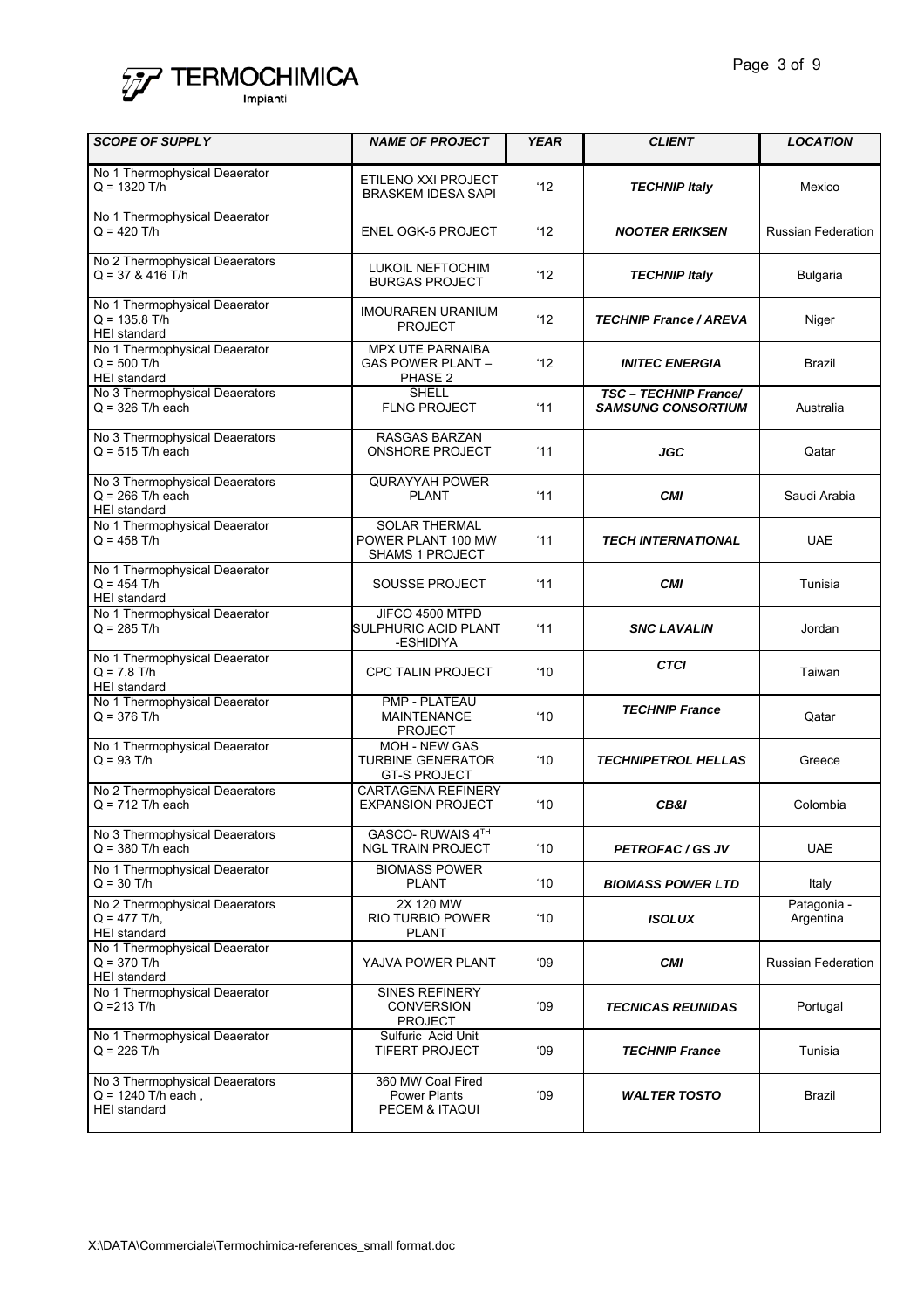| *SCOPE OF SUPPLY* | *NAME OF PROJECT* | *YEAR* | *CLIENT* | *LOCATION* |
|---|---|---|---|---|
| No 1 Thermophysical Deaerator Q = 1320 T/h | ETILENO XXI PROJECT BRASKEM IDESA SAPI | '12 | ***TECHNIP Italy*** | Mexico |
| No 1 Thermophysical Deaerator Q = 420 T/h | ENEL OGK-5 PROJECT | '12 | ***NOOTER ERIKSEN*** | Russian Federation |
| No 2 Thermophysical Deaerators Q = 37 & 416 T/h | LUKOIL NEFTOCHIM BURGAS PROJECT | '12 | ***TECHNIP Italy*** | Bulgaria |
| No 1 Thermophysical Deaerator Q = 135.8 T/h HEI standard | IMOURAREN URANIUM PROJECT | '12 | ***TECHNIP France / AREVA*** | Niger |
| No 1 Thermophysical Deaerator Q = 500 T/h HEI standard | MPX UTE PARNAIBA GAS POWER PLANT – PHASE 2 | '12 | ***INITEC ENERGIA*** | Brazil |
| No 3 Thermophysical Deaerators Q = 326 T/h each | SHELL FLNG PROJECT | '11 | ***TSC – TECHNIP France/ SAMSUNG CONSORTIUM*** | Australia |
| No 3 Thermophysical Deaerators Q = 515 T/h each | RASGAS BARZAN ONSHORE PROJECT | '11 | ***JGC*** | Qatar |
| No 3 Thermophysical Deaerators Q = 266 T/h each HEI standard | QURAYYAH POWER PLANT | '11 | ***CMI*** | Saudi Arabia |
| No 1 Thermophysical Deaerator Q = 458 T/h | SOLAR THERMAL POWER PLANT 100 MW SHAMS 1 PROJECT | '11 | ***TECH INTERNATIONAL*** | UAE |
| No 1 Thermophysical Deaerator Q = 454 T/h HEI standard | SOUSSE PROJECT | '11 | ***CMI*** | Tunisia |
| No 1 Thermophysical Deaerator Q = 285 T/h | JIFCO 4500 MTPD SULPHURIC ACID PLANT -ESHIDIYA | '11 | ***SNC LAVALIN*** | Jordan |
| No 1 Thermophysical Deaerator Q = 7.8 T/h HEI standard | CPC TALIN PROJECT | '10 | ***CTCI*** | Taiwan |
| No 1 Thermophysical Deaerator Q = 376 T/h | PMP - PLATEAU MAINTENANCE PROJECT | '10 | ***TECHNIP France*** | Qatar |
| No 1 Thermophysical Deaerator Q = 93 T/h | MOH - NEW GAS TURBINE GENERATOR GT-S PROJECT | '10 | ***TECHNIPETROL HELLAS*** | Greece |
| No 2 Thermophysical Deaerators Q = 712 T/h each | CARTAGENA REFINERY EXPANSION PROJECT | '10 | ***CB&I*** | Colombia |
| No 3 Thermophysical Deaerators Q = 380 T/h each | GASCO- RUWAIS 4TH NGL TRAIN PROJECT | '10 | ***PETROFAC / GS JV*** | UAE |
| No 1 Thermophysical Deaerator Q = 30 T/h | BIOMASS POWER PLANT | '10 | ***BIOMASS POWER LTD*** | Italy |
| No 2 Thermophysical Deaerators Q = 477 T/h, HEI standard | 2X 120 MW RIO TURBIO POWER PLANT | '10 | ***ISOLUX*** | Patagonia - Argentina |
| No 1 Thermophysical Deaerator Q = 370 T/h HEI standard | YAJVA POWER PLANT | '09 | ***CMI*** | Russian Federation |
| No 1 Thermophysical Deaerator Q =213 T/h | SINES REFINERY CONVERSION PROJECT | '09 | ***TECNICAS REUNIDAS*** | Portugal |
| No 1 Thermophysical Deaerator Q = 226 T/h | Sulfuric Acid Unit TIFERT PROJECT | '09 | ***TECHNIP France*** | Tunisia |
| No 3 Thermophysical Deaerators Q = 1240 T/h each , HEI standard | 360 MW Coal Fired Power Plants PECEM & ITAQUI | '09 | ***WALTER TOSTO*** | Brazil |

X:\DATA\Commerciale\Termochimica-references_small format.doc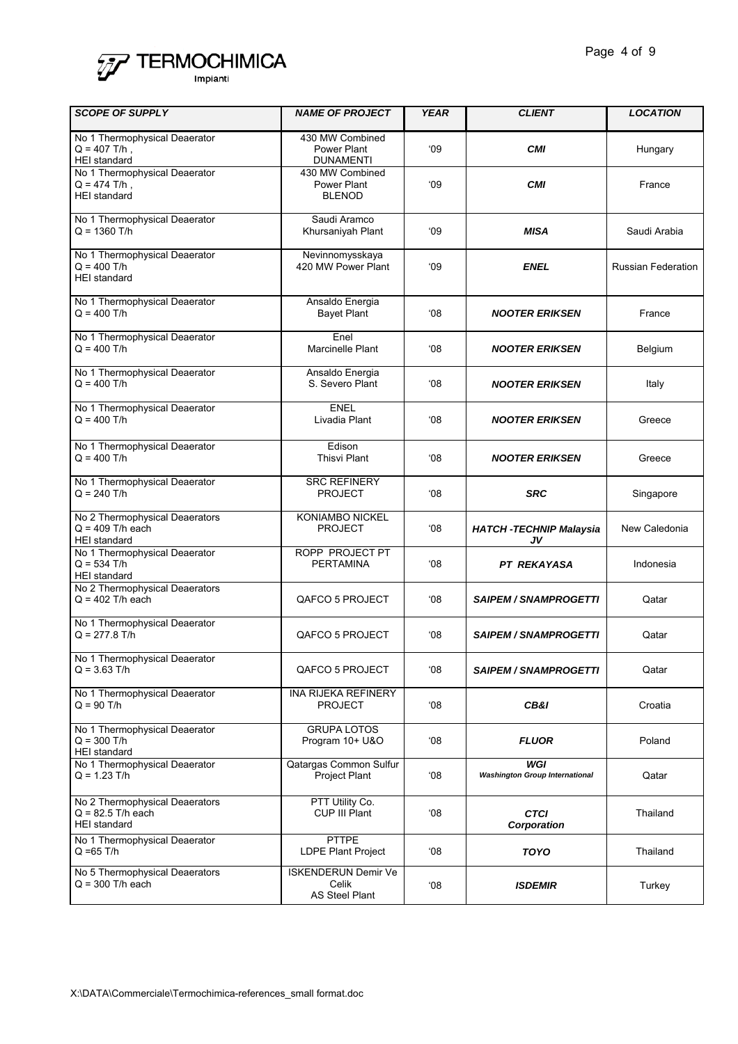| *SCOPE OF SUPPLY* | *NAME OF PROJECT* | *YEAR* | *CLIENT* | *LOCATION* |
|---|---|---|---|---|
| No 1 Thermophysical Deaerator Q = 407 T/h , HEI standard | 430 MW Combined Power Plant DUNAMENTI | '09 | ***CMI*** | Hungary |
| No 1 Thermophysical Deaerator Q = 474 T/h , HEI standard | 430 MW Combined Power Plant BLENOD | '09 | ***CMI*** | France |
| No 1 Thermophysical Deaerator Q = 1360 T/h | Saudi Aramco Khursaniyah Plant | '09 | ***MISA*** | Saudi Arabia |
| No 1 Thermophysical Deaerator Q = 400 T/h HEI standard | Nevinnomysskaya 420 MW Power Plant | '09 | ***ENEL*** | Russian Federation |
| No 1 Thermophysical Deaerator Q = 400 T/h | Ansaldo Energia Bayet Plant | '08 | ***NOOTER ERIKSEN*** | France |
| No 1 Thermophysical Deaerator Q = 400 T/h | Enel Marcinelle Plant | '08 | ***NOOTER ERIKSEN*** | Belgium |
| No 1 Thermophysical Deaerator Q = 400 T/h | Ansaldo Energia S. Severo Plant | '08 | ***NOOTER ERIKSEN*** | Italy |
| No 1 Thermophysical Deaerator Q = 400 T/h | ENEL Livadia Plant | '08 | ***NOOTER ERIKSEN*** | Greece |
| No 1 Thermophysical Deaerator Q = 400 T/h | Edison Thisvi Plant | '08 | ***NOOTER ERIKSEN*** | Greece |
| No 1 Thermophysical Deaerator Q = 240 T/h | SRC REFINERY PROJECT | '08 | ***SRC*** | Singapore |
| No 2 Thermophysical Deaerators Q = 409 T/h each HEI standard | KONIAMBO NICKEL PROJECT | '08 | ***HATCH -TECHNIP Malaysia JV*** | New Caledonia |
| No 1 Thermophysical Deaerator Q = 534 T/h HEI standard | ROPP PROJECT PT PERTAMINA | '08 | ***PT REKAYASA*** | Indonesia |
| No 2 Thermophysical Deaerators Q = 402 T/h each | QAFCO 5 PROJECT | '08 | ***SAIPEM / SNAMPROGETTI*** | Qatar |
| No 1 Thermophysical Deaerator Q = 277.8 T/h | QAFCO 5 PROJECT | '08 | ***SAIPEM / SNAMPROGETTI*** | Qatar |
| No 1 Thermophysical Deaerator Q = 3.63 T/h | QAFCO 5 PROJECT | '08 | ***SAIPEM / SNAMPROGETTI*** | Qatar |
| No 1 Thermophysical Deaerator Q = 90 T/h | INA RIJEKA REFINERY PROJECT | '08 | ***CB&I*** | Croatia |
| No 1 Thermophysical Deaerator Q = 300 T/h HEI standard | GRUPA LOTOS Program 10+ U&O | '08 | ***FLUOR*** | Poland |
| No 1 Thermophysical Deaerator Q = 1.23 T/h | Qatargas Common Sulfur Project Plant | '08 | ***WGI*** ***Washington Group International*** | Qatar |
| No 2 Thermophysical Deaerators Q = 82.5 T/h each HEI standard | PTT Utility Co. CUP III Plant | '08 | ***CTCI Corporation*** | Thailand |
| No 1 Thermophysical Deaerator Q =65 T/h | PTTPE LDPE Plant Project | '08 | ***TOYO*** | Thailand |
| No 5 Thermophysical Deaerators Q = 300 T/h each | ISKENDERUN Demir Ve Celik AS Steel Plant | '08 | ***ISDEMIR*** | Turkey |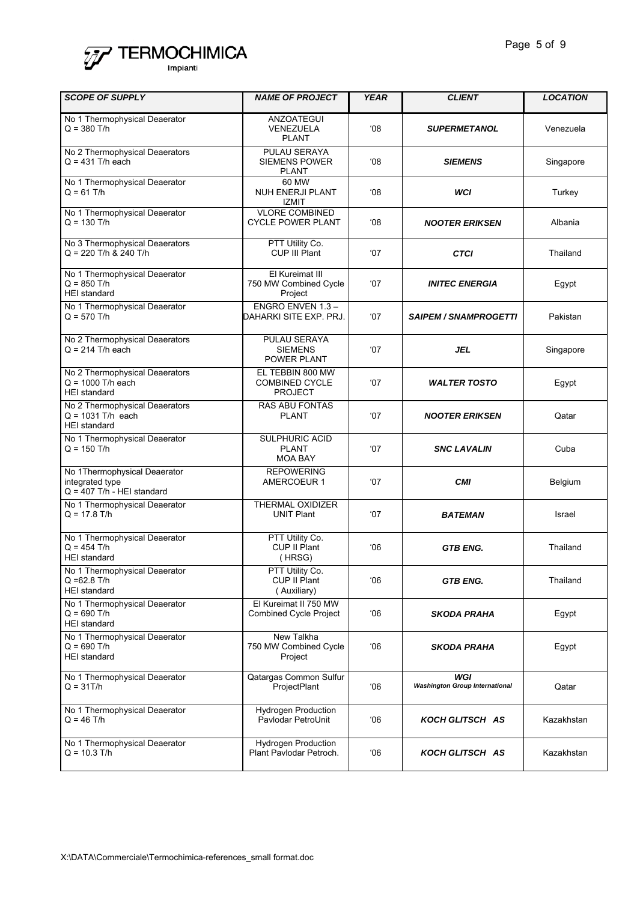| *SCOPE OF SUPPLY* | *NAME OF PROJECT* | *YEAR* | *CLIENT* | *LOCATION* |
|---|---|---|---|---|
| No 1 Thermophysical Deaerator<br>Q = 380 T/h | ANZOATEGUI VENEZUELA PLANT | '08 | ***SUPERMETANOL*** | Venezuela |
| No 2 Thermophysical Deaerators<br>Q = 431 T/h each | PULAU SERAYA SIEMENS POWER PLANT | '08 | ***SIEMENS*** | Singapore |
| No 1 Thermophysical Deaerator<br>Q = 61 T/h | 60 MW NUH ENERJI PLANT IZMIT | '08 | ***WCI*** | Turkey |
| No 1 Thermophysical Deaerator<br>Q = 130 T/h | VLORE COMBINED CYCLE POWER PLANT | '08 | ***NOOTER ERIKSEN*** | Albania |
| No 3 Thermophysical Deaerators<br>Q = 220 T/h & 240 T/h | PTT Utility Co. CUP III Plant | '07 | ***CTCI*** | Thailand |
| No 1 Thermophysical Deaerator<br>Q = 850 T/h<br>HEI standard | El Kureimat III 750 MW Combined Cycle Project | '07 | ***INITEC ENERGIA*** | Egypt |
| No 1 Thermophysical Deaerator<br>Q = 570 T/h | ENGRO ENVEN 1.3 – DAHARKI SITE EXP. PRJ. | '07 | ***SAIPEM / SNAMPROGETTI*** | Pakistan |
| No 2 Thermophysical Deaerators<br>Q = 214 T/h each | PULAU SERAYA SIEMENS POWER PLANT | '07 | ***JEL*** | Singapore |
| No 2 Thermophysical Deaerators<br>Q = 1000 T/h each<br>HEI standard | EL TEBBIN 800 MW COMBINED CYCLE PROJECT | '07 | ***WALTER TOSTO*** | Egypt |
| No 2 Thermophysical Deaerators<br>Q = 1031 T/h each<br>HEI standard | RAS ABU FONTAS PLANT | '07 | ***NOOTER ERIKSEN*** | Qatar |
| No 1 Thermophysical Deaerator<br>Q = 150 T/h | SULPHURIC ACID PLANT MOA BAY | '07 | ***SNC LAVALIN*** | Cuba |
| No 1Thermophysical Deaerator<br>integrated type<br>Q = 407 T/h - HEI standard | REPOWERING AMERCOEUR 1 | '07 | ***CMI*** | Belgium |
| No 1 Thermophysical Deaerator<br>Q = 17.8 T/h | THERMAL OXIDIZER UNIT Plant | '07 | ***BATEMAN*** | Israel |
| No 1 Thermophysical Deaerator<br>Q = 454 T/h<br>HEI standard | PTT Utility Co. CUP II Plant (HRSG) | '06 | ***GTB ENG.*** | Thailand |
| No 1 Thermophysical Deaerator<br>Q =62.8 T/h<br>HEI standard | PTT Utility Co. CUP II Plant (Auxiliary) | '06 | ***GTB ENG.*** | Thailand |
| No 1 Thermophysical Deaerator<br>Q = 690 T/h<br>HEI standard | El Kureimat II 750 MW Combined Cycle Project | '06 | ***SKODA PRAHA*** | Egypt |
| No 1 Thermophysical Deaerator<br>Q = 690 T/h<br>HEI standard | New Talkha 750 MW Combined Cycle Project | '06 | ***SKODA PRAHA*** | Egypt |
| No 1 Thermophysical Deaerator<br>Q = 31T/h | Qatargas Common Sulfur ProjectPlant | '06 | ***WGI***<br>***Washington Group International*** | Qatar |
| No 1 Thermophysical Deaerator<br>Q = 46 T/h | Hydrogen Production Pavlodar PetroUnit | '06 | ***KOCH GLITSCH AS*** | Kazakhstan |
| No 1 Thermophysical Deaerator<br>Q = 10.3 T/h | Hydrogen Production Plant Pavlodar Petroch. | '06 | ***KOCH GLITSCH AS*** | Kazakhstan |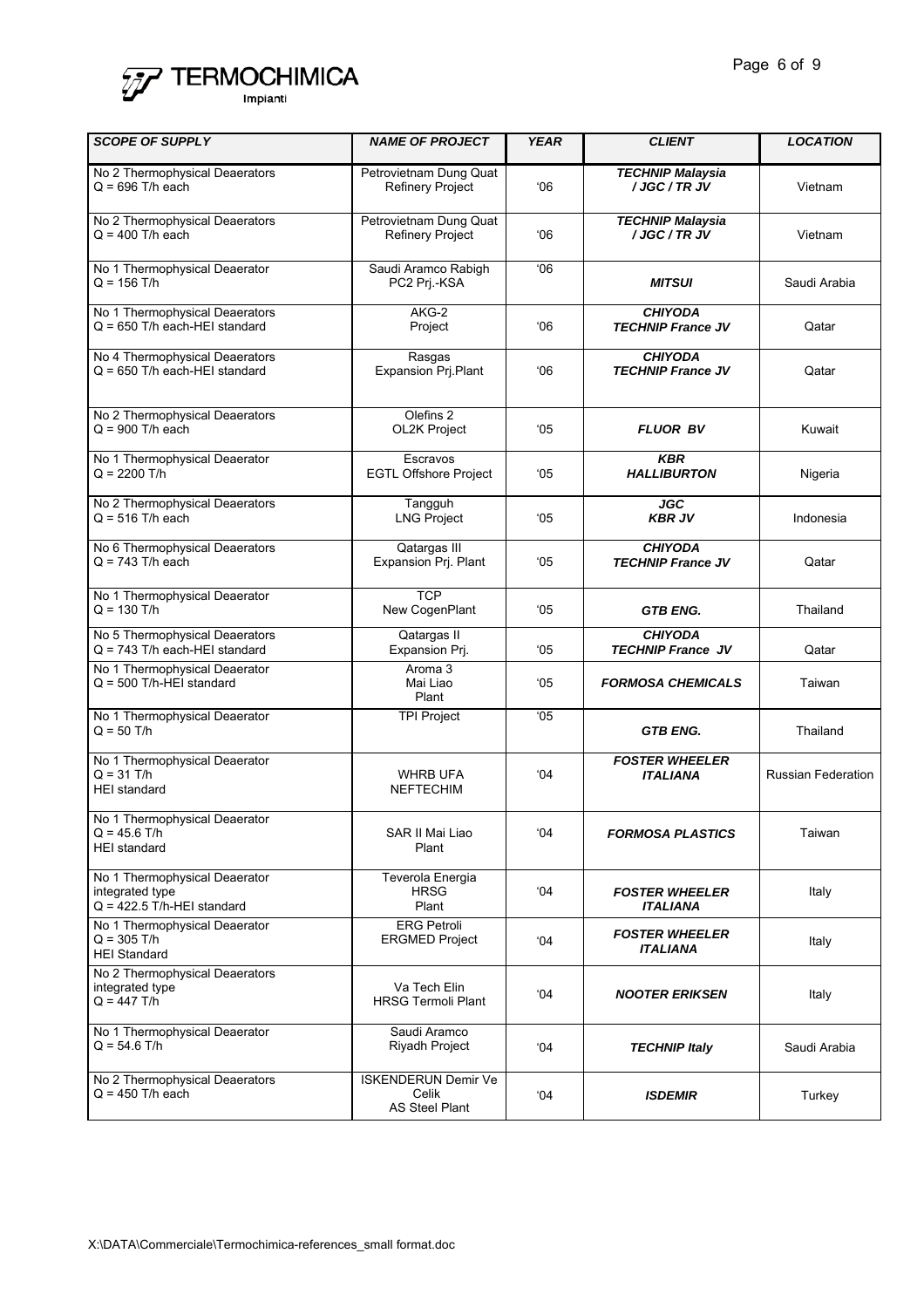| SCOPE OF SUPPLY | NAME OF PROJECT | YEAR | CLIENT | LOCATION |
|---|---|---|---|---|
| No 2 Thermophysical Deaerators<br>Q = 696 T/h each | Petrovietnam Dung Quat Refinery Project | '06 | ***TECHNIP Malaysia / JGC / TR JV*** | Vietnam |
| No 2 Thermophysical Deaerators<br>Q = 400 T/h each | Petrovietnam Dung Quat Refinery Project | '06 | ***TECHNIP Malaysia / JGC / TR JV*** | Vietnam |
| No 1 Thermophysical Deaerator<br>Q = 156 T/h | Saudi Aramco Rabigh PC2 Prj.-KSA | '06 | ***MITSUI*** | Saudi Arabia |
| No 1 Thermophysical Deaerators<br>Q = 650 T/h each-HEI standard | AKG-2 Project | '06 | ***CHIYODA TECHNIP France JV*** | Qatar |
| No 4 Thermophysical Deaerators<br>Q = 650 T/h each-HEI standard | Rasgas Expansion Prj.Plant | '06 | ***CHIYODA TECHNIP France JV*** | Qatar |
| No 2 Thermophysical Deaerators<br>Q = 900 T/h each | Olefins 2 OL2K Project | '05 | ***FLUOR BV*** | Kuwait |
| No 1 Thermophysical Deaerator<br>Q = 2200 T/h | Escravos EGTL Offshore Project | '05 | ***KBR HALLIBURTON*** | Nigeria |
| No 2 Thermophysical Deaerators<br>Q = 516 T/h each | Tangguh LNG Project | '05 | ***JGC KBR JV*** | Indonesia |
| No 6 Thermophysical Deaerators<br>Q = 743 T/h each | Qatargas III Expansion Prj. Plant | '05 | ***CHIYODA TECHNIP France JV*** | Qatar |
| No 1 Thermophysical Deaerator<br>Q = 130 T/h | TCP New CogenPlant | '05 | ***GTB ENG.*** | Thailand |
| No 5 Thermophysical Deaerators<br>Q = 743 T/h each-HEI standard | Qatargas II Expansion Prj. | '05 | ***CHIYODA TECHNIP France JV*** | Qatar |
| No 1 Thermophysical Deaerator<br>Q = 500 T/h-HEI standard | Aroma 3 Mai Liao Plant | '05 | ***FORMOSA CHEMICALS*** | Taiwan |
| No 1 Thermophysical Deaerator<br>Q = 50 T/h | TPI Project | '05 | ***GTB ENG.*** | Thailand |
| No 1 Thermophysical Deaerator<br>Q = 31 T/h<br>HEI standard | WHRB UFA NEFTECHIM | '04 | ***FOSTER WHEELER ITALIANA*** | Russian Federation |
| No 1 Thermophysical Deaerator<br>Q = 45.6 T/h<br>HEI standard | SAR II Mai Liao Plant | '04 | ***FORMOSA PLASTICS*** | Taiwan |
| No 1 Thermophysical Deaerator<br>integrated type<br>Q = 422.5 T/h-HEI standard | Teverola Energia HRSG Plant | '04 | ***FOSTER WHEELER ITALIANA*** | Italy |
| No 1 Thermophysical Deaerator<br>Q = 305 T/h<br>HEI Standard | ERG Petroli ERGMED Project | '04 | ***FOSTER WHEELER ITALIANA*** | Italy |
| No 2 Thermophysical Deaerators<br>integrated type<br>Q = 447 T/h | Va Tech Elin HRSG Termoli Plant | '04 | ***NOOTER ERIKSEN*** | Italy |
| No 1 Thermophysical Deaerator<br>Q = 54.6 T/h | Saudi Aramco Riyadh Project | '04 | ***TECHNIP Italy*** | Saudi Arabia |
| No 2 Thermophysical Deaerators<br>Q = 450 T/h each | ISKENDERUN Demir Ve Celik AS Steel Plant | '04 | ***ISDEMIR*** | Turkey |

X:\DATA\Commerciale\Termochimica-references_small format.doc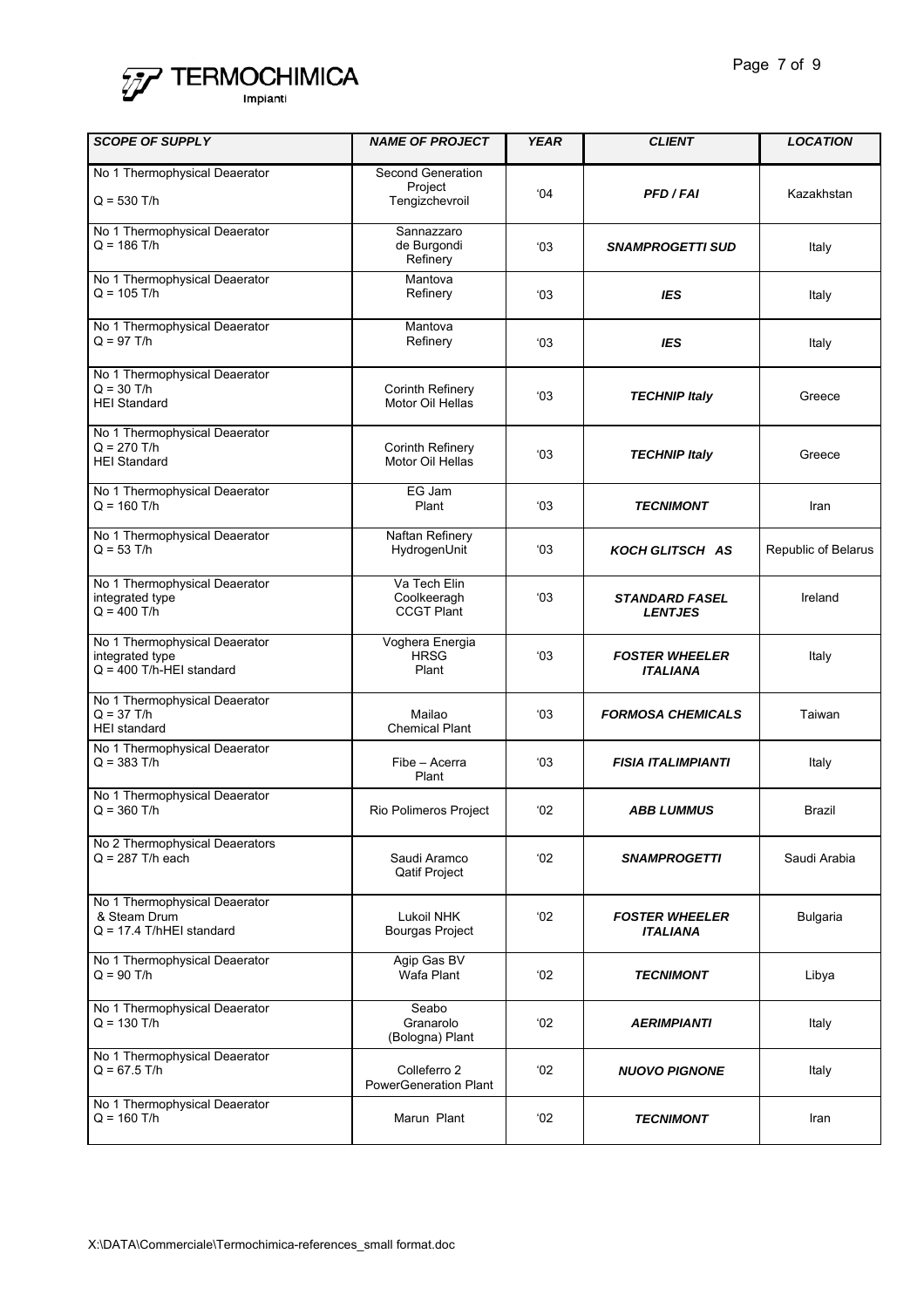| *SCOPE OF SUPPLY* | *NAME OF PROJECT* | *YEAR* | *CLIENT* | *LOCATION* |
|---|---|---|---|---|
| No 1 Thermophysical Deaerator<br>Q = 530 T/h | Second Generation Project Tengizchevroil | '04 | ***PFD / FAI*** | Kazakhstan |
| No 1 Thermophysical Deaerator<br>Q = 186 T/h | Sannazzaro de Burgondi Refinery | '03 | ***SNAMPROGETTI SUD*** | Italy |
| No 1 Thermophysical Deaerator<br>Q = 105 T/h | Mantova Refinery | '03 | ***IES*** | Italy |
| No 1 Thermophysical Deaerator<br>Q = 97 T/h | Mantova Refinery | '03 | ***IES*** | Italy |
| No 1 Thermophysical Deaerator<br>Q = 30 T/h<br>HEI Standard | Corinth Refinery Motor Oil Hellas | '03 | ***TECHNIP Italy*** | Greece |
| No 1 Thermophysical Deaerator<br>Q = 270 T/h<br>HEI Standard | Corinth Refinery Motor Oil Hellas | '03 | ***TECHNIP Italy*** | Greece |
| No 1 Thermophysical Deaerator<br>Q = 160 T/h | EG Jam Plant | '03 | ***TECNIMONT*** | Iran |
| No 1 Thermophysical Deaerator<br>Q = 53 T/h | Naftan Refinery HydrogenUnit | '03 | ***KOCH GLITSCH AS*** | Republic of Belarus |
| No 1 Thermophysical Deaerator<br>integrated type<br>Q = 400 T/h | Va Tech Elin Coolkeeragh CCGT Plant | '03 | ***STANDARD FASEL LENTJES*** | Ireland |
| No 1 Thermophysical Deaerator<br>integrated type<br>Q = 400 T/h-HEI standard | Voghera Energia HRSG Plant | '03 | ***FOSTER WHEELER ITALIANA*** | Italy |
| No 1 Thermophysical Deaerator<br>Q = 37 T/h<br>HEI standard | Mailao Chemical Plant | '03 | ***FORMOSA CHEMICALS*** | Taiwan |
| No 1 Thermophysical Deaerator<br>Q = 383 T/h | Fibe – Acerra Plant | '03 | ***FISIA ITALIMPIANTI*** | Italy |
| No 1 Thermophysical Deaerator<br>Q = 360 T/h | Rio Polimeros Project | '02 | ***ABB LUMMUS*** | Brazil |
| No 2 Thermophysical Deaerators<br>Q = 287 T/h each | Saudi Aramco Qatif Project | '02 | ***SNAMPROGETTI*** | Saudi Arabia |
| No 1 Thermophysical Deaerator<br>& Steam Drum<br>Q = 17.4 T/hHEI standard | Lukoil NHK Bourgas Project | '02 | ***FOSTER WHEELER ITALIANA*** | Bulgaria |
| No 1 Thermophysical Deaerator<br>Q = 90 T/h | Agip Gas BV Wafa Plant | '02 | ***TECNIMONT*** | Libya |
| No 1 Thermophysical Deaerator<br>Q = 130 T/h | Seabo Granarolo (Bologna) Plant | '02 | ***AERIMPIANTI*** | Italy |
| No 1 Thermophysical Deaerator<br>Q = 67.5 T/h | Colleferro 2 PowerGeneration Plant | '02 | ***NUOVO PIGNONE*** | Italy |
| No 1 Thermophysical Deaerator<br>Q = 160 T/h | Marun Plant | '02 | ***TECNIMONT*** | Iran |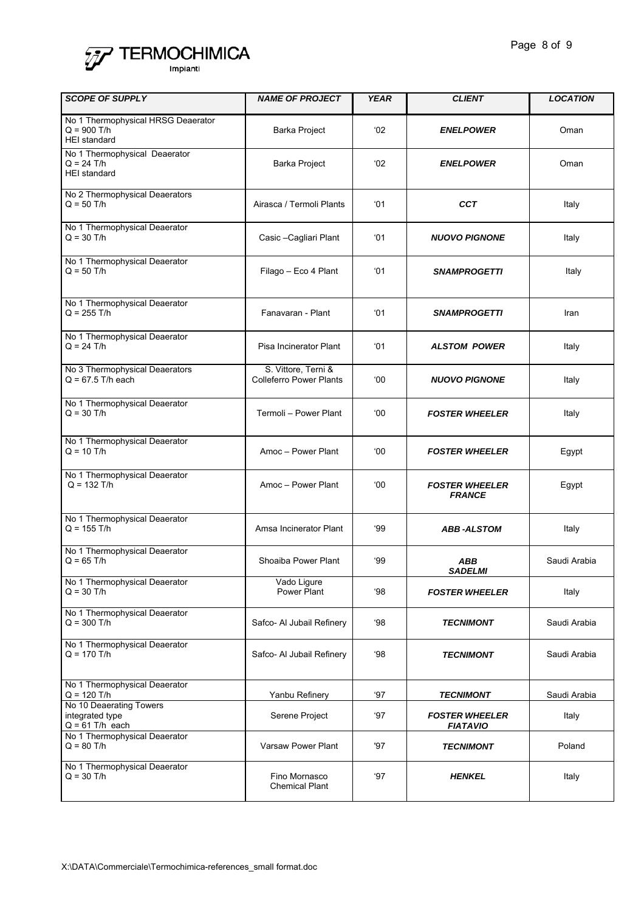| SCOPE OF SUPPLY | NAME OF PROJECT | YEAR | CLIENT | LOCATION |
|---|---|---|---|---|
| No 1 Thermophysical HRSG Deaerator<br>Q = 900 T/h<br>HEI standard | Barka Project | '02 | ***ENELPOWER*** | Oman |
| No 1 Thermophysical Deaerator<br>Q = 24 T/h<br>HEI standard | Barka Project | '02 | ***ENELPOWER*** | Oman |
| No 2 Thermophysical Deaerators<br>Q = 50 T/h | Airasca / Termoli Plants | '01 | ***CCT*** | Italy |
| No 1 Thermophysical Deaerator<br>Q = 30 T/h | Casic –Cagliari Plant | '01 | ***NUOVO PIGNONE*** | Italy |
| No 1 Thermophysical Deaerator<br>Q = 50 T/h | Filago – Eco 4 Plant | '01 | ***SNAMPROGETTI*** | Italy |
| No 1 Thermophysical Deaerator<br>Q = 255 T/h | Fanavaran - Plant | '01 | ***SNAMPROGETTI*** | Iran |
| No 1 Thermophysical Deaerator<br>Q = 24 T/h | Pisa Incinerator Plant | '01 | ***ALSTOM POWER*** | Italy |
| No 3 Thermophysical Deaerators<br>Q = 67.5 T/h each | S. Vittore, Terni &<br>Colleferro Power Plants | '00 | ***NUOVO PIGNONE*** | Italy |
| No 1 Thermophysical Deaerator<br>Q = 30 T/h | Termoli – Power Plant | '00 | ***FOSTER WHEELER*** | Italy |
| No 1 Thermophysical Deaerator<br>Q = 10 T/h | Amoc – Power Plant | '00 | ***FOSTER WHEELER*** | Egypt |
| No 1 Thermophysical Deaerator<br>Q = 132 T/h | Amoc – Power Plant | '00 | ***FOSTER WHEELER FRANCE*** | Egypt |
| No 1 Thermophysical Deaerator<br>Q = 155 T/h | Amsa Incinerator Plant | '99 | ***ABB -ALSTOM*** | Italy |
| No 1 Thermophysical Deaerator<br>Q = 65 T/h | Shoaiba Power Plant | '99 | ***ABB SADELMI*** | Saudi Arabia |
| No 1 Thermophysical Deaerator<br>Q = 30 T/h | Vado Ligure<br>Power Plant | '98 | ***FOSTER WHEELER*** | Italy |
| No 1 Thermophysical Deaerator<br>Q = 300 T/h | Safco- Al Jubail Refinery | '98 | ***TECNIMONT*** | Saudi Arabia |
| No 1 Thermophysical Deaerator<br>Q = 170 T/h | Safco- Al Jubail Refinery | '98 | ***TECNIMONT*** | Saudi Arabia |
| No 1 Thermophysical Deaerator<br>Q = 120 T/h | Yanbu Refinery | '97 | ***TECNIMONT*** | Saudi Arabia |
| No 10 Deaerating Towers<br>integrated type<br>Q = 61 T/h each | Serene Project | '97 | ***FOSTER WHEELER FIATAVIO*** | Italy |
| No 1 Thermophysical Deaerator<br>Q = 80 T/h | Varsaw Power Plant | '97 | ***TECNIMONT*** | Poland |
| No 1 Thermophysical Deaerator<br>Q = 30 T/h | Fino Mornasco<br>Chemical Plant | '97 | ***HENKEL*** | Italy |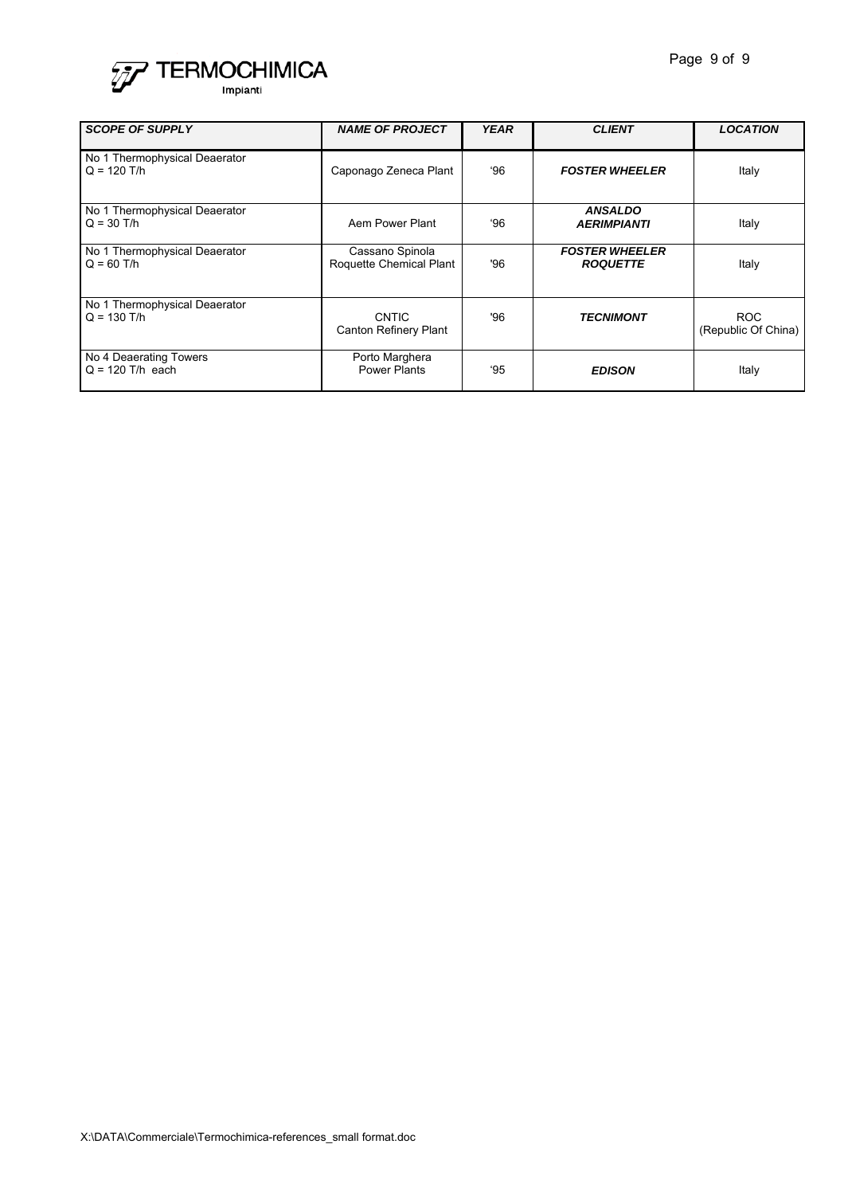| ***SCOPE OF SUPPLY*** | ***NAME OF PROJECT*** | ***YEAR*** | ***CLIENT*** | ***LOCATION*** |
|---|---|---|---|---|
| No 1 Thermophysical Deaerator<br>Q = 120 T/h | Caponago Zeneca Plant | '96 | ***FOSTER WHEELER*** | Italy |
| No 1 Thermophysical Deaerator<br>Q = 30 T/h | Aem Power Plant | '96 | ***ANSALDO AERIMPIANTI*** | Italy |
| No 1 Thermophysical Deaerator<br>Q = 60 T/h | Cassano Spinola<br>Roquette Chemical Plant | '96 | ***FOSTER WHEELER ROQUETTE*** | Italy |
| No 1 Thermophysical Deaerator<br>Q = 130 T/h | CNTIC<br>Canton Refinery Plant | '96 | ***TECNIMONT*** | ROC<br>(Republic Of China) |
| No 4 Deaerating Towers<br>Q = 120 T/h each | Porto Marghera<br>Power Plants | '95 | ***EDISON*** | Italy |

X:\DATA\Commerciale\Termochimica-references_small format.doc